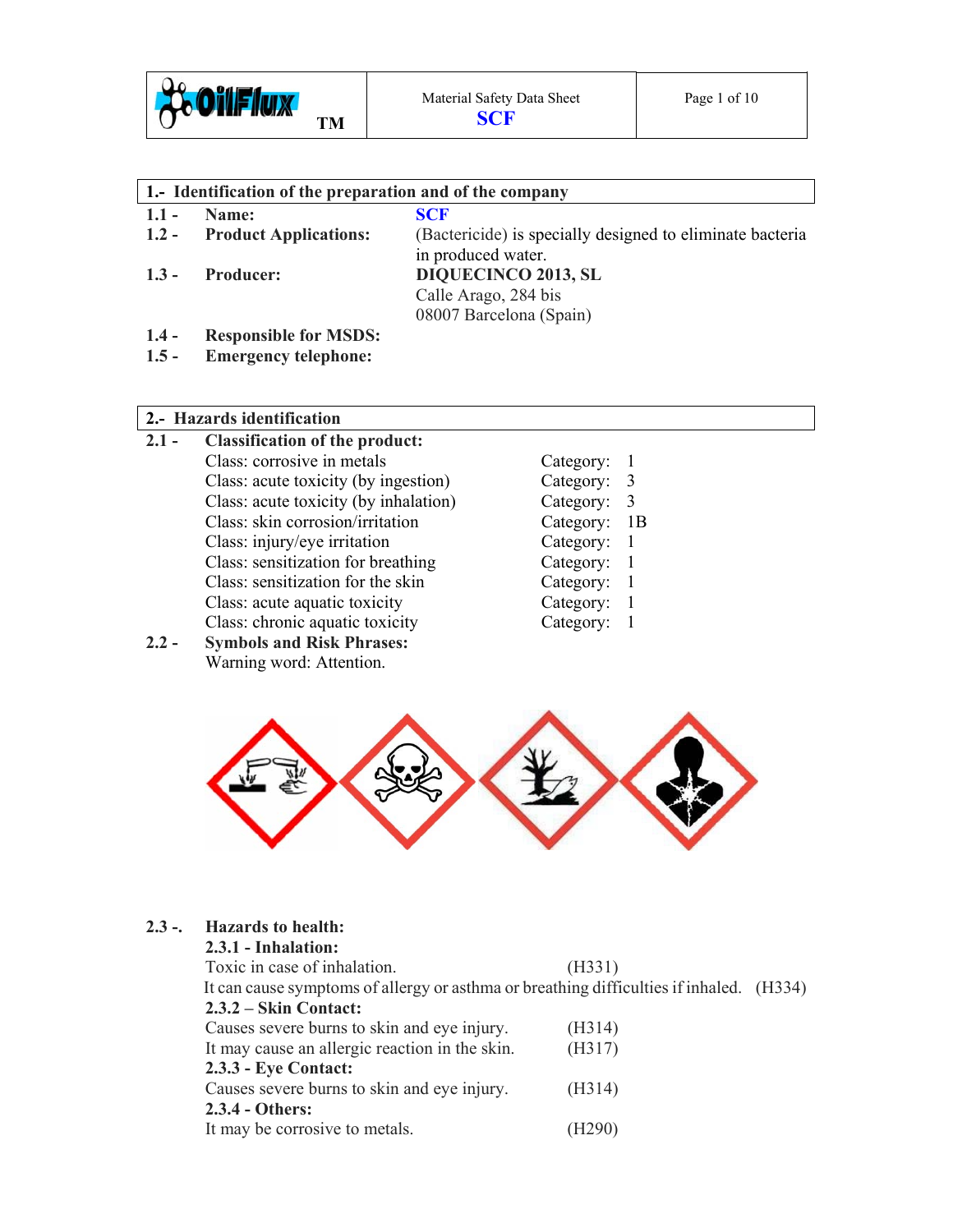Material Safety Data Sheet
**SCF**

## 1.- Identification of the preparation and of the company

| | | |
|---|---|---|
| **1.1 -** | **Name:** | **SCF** |
| **1.2 -** | **Product Applications:** | (Bactericide) is specially designed to eliminate bacteria in produced water. |
| **1.3 -** | **Producer:** | **DIQUECINCO 2013, SL**<br>Calle Arago, 284 bis<br>08007 Barcelona (Spain) |
| **1.4 -** | **Responsible for MSDS:** | |
| **1.5 -** | **Emergency telephone:** | |

## 2.- Hazards identification

**2.1 - Classification of the product:**

| Class | Category |
|---|---|
| Class: corrosive in metals | Category: 1 |
| Class: acute toxicity (by ingestion) | Category: 3 |
| Class: acute toxicity (by inhalation) | Category: 3 |
| Class: skin corrosion/irritation | Category: 1B |
| Class: injury/eye irritation | Category: 1 |
| Class: sensitization for breathing | Category: 1 |
| Class: sensitization for the skin | Category: 1 |
| Class: acute aquatic toxicity | Category: 1 |
| Class: chronic aquatic toxicity | Category: 1 |

**2.2 - Symbols and Risk Phrases:**

Warning word: Attention.

**2.3 -. Hazards to health:**

**2.3.1 - Inhalation:**

Toxic in case of inhalation. (H331)

It can cause symptoms of allergy or asthma or breathing difficulties if inhaled. (H334)

**2.3.2 – Skin Contact:**

Causes severe burns to skin and eye injury. (H314)

It may cause an allergic reaction in the skin. (H317)

**2.3.3 - Eye Contact:**

Causes severe burns to skin and eye injury. (H314)

**2.3.4 - Others:**

It may be corrosive to metals. (H290)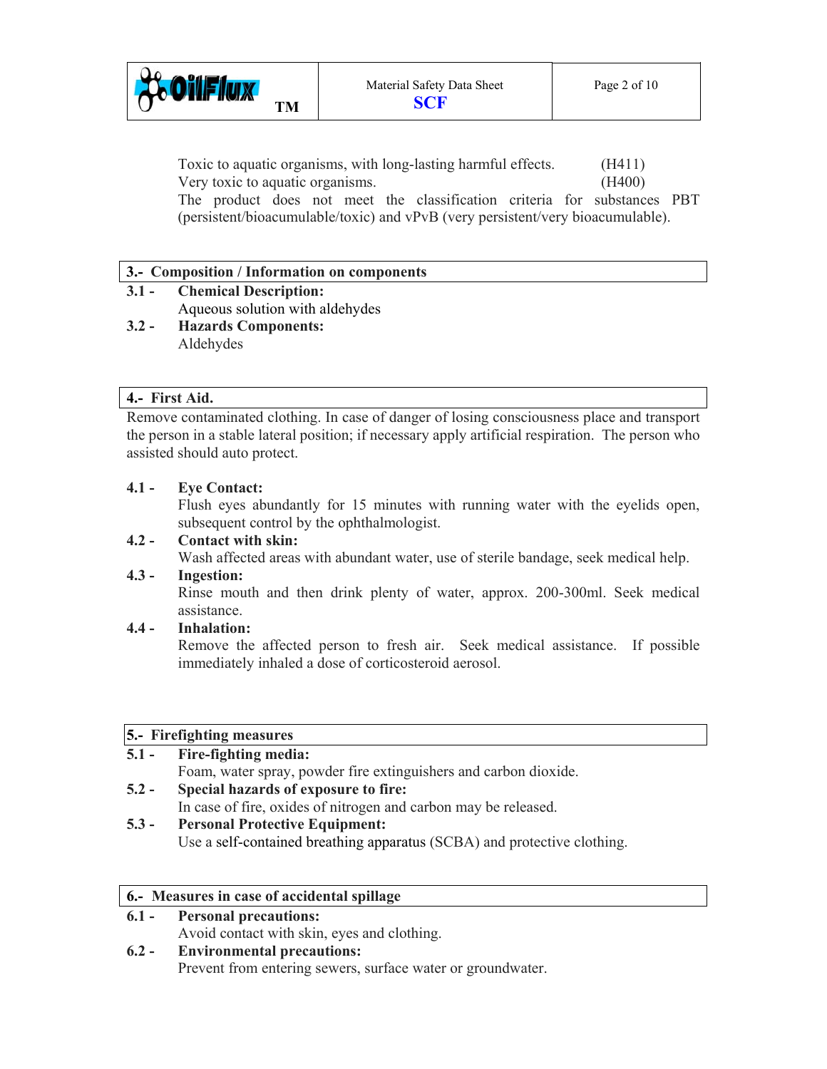Toxic to aquatic organisms, with long-lasting harmful effects. (H411)
Very toxic to aquatic organisms. (H400)
The product does not meet the classification criteria for substances PBT (persistent/bioacumulable/toxic) and vPvB (very persistent/very bioacumulable).

## 3.- Composition / Information on components

**3.1 - Chemical Description:**
Aqueous solution with aldehydes

**3.2 - Hazards Components:**
Aldehydes

## 4.- First Aid.

Remove contaminated clothing. In case of danger of losing consciousness place and transport the person in a stable lateral position; if necessary apply artificial respiration. The person who assisted should auto protect.

**4.1 - Eye Contact:**
Flush eyes abundantly for 15 minutes with running water with the eyelids open, subsequent control by the ophthalmologist.

**4.2 - Contact with skin:**
Wash affected areas with abundant water, use of sterile bandage, seek medical help.

**4.3 - Ingestion:**
Rinse mouth and then drink plenty of water, approx. 200-300ml. Seek medical assistance.

**4.4 - Inhalation:**
Remove the affected person to fresh air. Seek medical assistance. If possible immediately inhaled a dose of corticosteroid aerosol.

## 5.- Firefighting measures

**5.1 - Fire-fighting media:**
Foam, water spray, powder fire extinguishers and carbon dioxide.

**5.2 - Special hazards of exposure to fire:**
In case of fire, oxides of nitrogen and carbon may be released.

**5.3 - Personal Protective Equipment:**
Use a self-contained breathing apparatus (SCBA) and protective clothing.

## 6.- Measures in case of accidental spillage

**6.1 - Personal precautions:**
Avoid contact with skin, eyes and clothing.

**6.2 - Environmental precautions:**
Prevent from entering sewers, surface water or groundwater.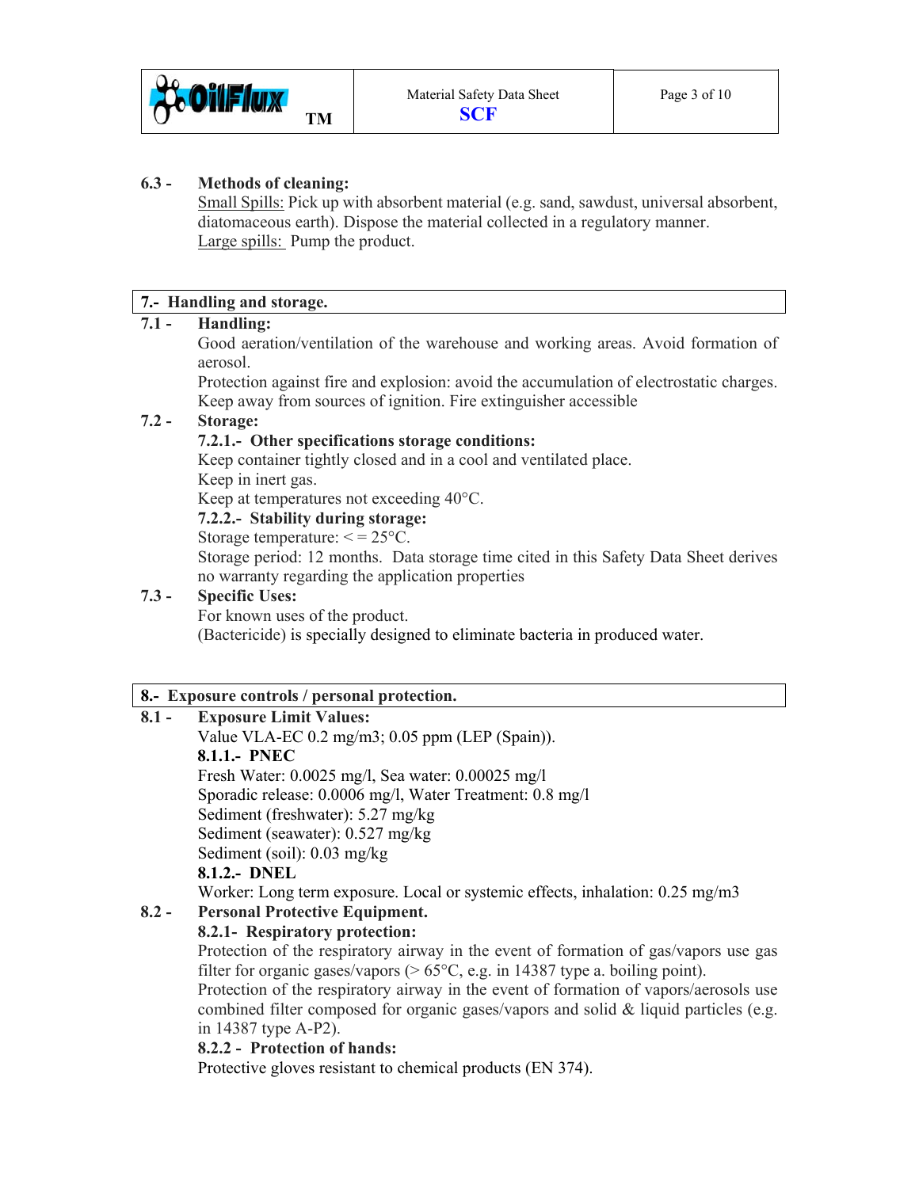**6.3 - Methods of cleaning:**

Small Spills: Pick up with absorbent material (e.g. sand, sawdust, universal absorbent, diatomaceous earth). Dispose the material collected in a regulatory manner.

Large spills: Pump the product.

## 7.- Handling and storage.

**7.1 - Handling:**

Good aeration/ventilation of the warehouse and working areas. Avoid formation of aerosol.

Protection against fire and explosion: avoid the accumulation of electrostatic charges. Keep away from sources of ignition. Fire extinguisher accessible

**7.2 - Storage:**

**7.2.1.- Other specifications storage conditions:**

Keep container tightly closed and in a cool and ventilated place.

Keep in inert gas.

Keep at temperatures not exceeding 40°C.

**7.2.2.- Stability during storage:**

Storage temperature: < = 25°C.

Storage period: 12 months. Data storage time cited in this Safety Data Sheet derives no warranty regarding the application properties

**7.3 - Specific Uses:**

For known uses of the product.

(Bactericide) is specially designed to eliminate bacteria in produced water.

## 8.- Exposure controls / personal protection.

**8.1 - Exposure Limit Values:**

Value VLA-EC 0.2 mg/m3; 0.05 ppm (LEP (Spain)).

**8.1.1.- PNEC**

Fresh Water: 0.0025 mg/l, Sea water: 0.00025 mg/l

Sporadic release: 0.0006 mg/l, Water Treatment: 0.8 mg/l

Sediment (freshwater): 5.27 mg/kg

Sediment (seawater): 0.527 mg/kg

Sediment (soil): 0.03 mg/kg

**8.1.2.- DNEL**

Worker: Long term exposure. Local or systemic effects, inhalation: 0.25 mg/m3

**8.2 - Personal Protective Equipment.**

**8.2.1- Respiratory protection:**

Protection of the respiratory airway in the event of formation of gas/vapors use gas filter for organic gases/vapors (> 65°C, e.g. in 14387 type a. boiling point).

Protection of the respiratory airway in the event of formation of vapors/aerosols use combined filter composed for organic gases/vapors and solid & liquid particles (e.g. in 14387 type A-P2).

**8.2.2 - Protection of hands:**

Protective gloves resistant to chemical products (EN 374).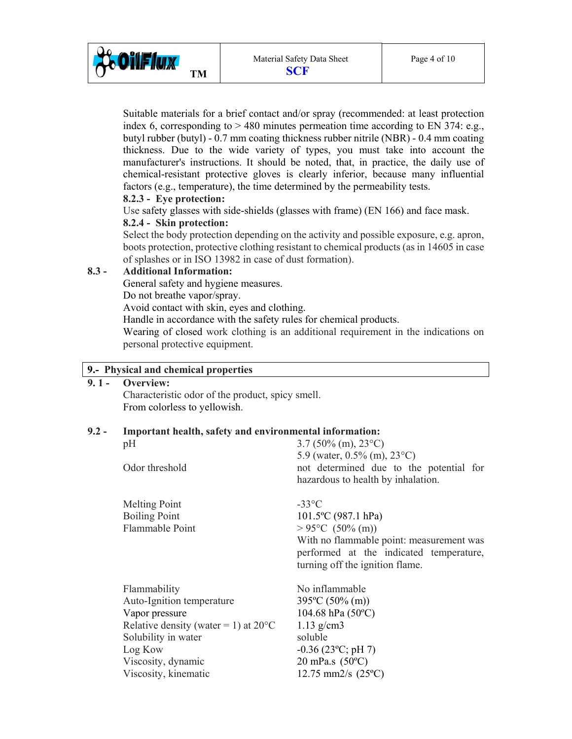Suitable materials for a brief contact and/or spray (recommended: at least protection index 6, corresponding to > 480 minutes permeation time according to EN 374: e.g., butyl rubber (butyl) - 0.7 mm coating thickness rubber nitrile (NBR) - 0.4 mm coating thickness. Due to the wide variety of types, you must take into account the manufacturer's instructions. It should be noted, that, in practice, the daily use of chemical-resistant protective gloves is clearly inferior, because many influential factors (e.g., temperature), the time determined by the permeability tests.

**8.2.3 - Eye protection:**

Use safety glasses with side-shields (glasses with frame) (EN 166) and face mask.

**8.2.4 - Skin protection:**

Select the body protection depending on the activity and possible exposure, e.g. apron, boots protection, protective clothing resistant to chemical products (as in 14605 in case of splashes or in ISO 13982 in case of dust formation).

**8.3 - Additional Information:**

General safety and hygiene measures.
Do not breathe vapor/spray.
Avoid contact with skin, eyes and clothing.
Handle in accordance with the safety rules for chemical products.
Wearing of closed work clothing is an additional requirement in the indications on personal protective equipment.

## 9.- Physical and chemical properties

**9. 1 - Overview:**

Characteristic odor of the product, spicy smell.
From colorless to yellowish.

**9.2 - Important health, safety and environmental information:**

| Property | Value |
|---|---|
| pH | 3.7 (50% (m), 23°C)<br>5.9 (water, 0.5% (m), 23°C) |
| Odor threshold | not determined due to the potential for hazardous to health by inhalation. |
| Melting Point | -33°C |
| Boiling Point | 101.5ºC (987.1 hPa) |
| Flammable Point | > 95°C (50% (m))<br>With no flammable point: measurement was performed at the indicated temperature, turning off the ignition flame. |
| Flammability | No inflammable |
| Auto-Ignition temperature | 395ºC (50% (m)) |
| Vapor pressure | 104.68 hPa (50ºC) |
| Relative density (water = 1) at 20°C | 1.13 g/cm3 |
| Solubility in water | soluble |
| Log Kow | -0.36 (23ºC; pH 7) |
| Viscosity, dynamic | 20 mPa.s (50ºC) |
| Viscosity, kinematic | 12.75 mm2/s (25ºC) |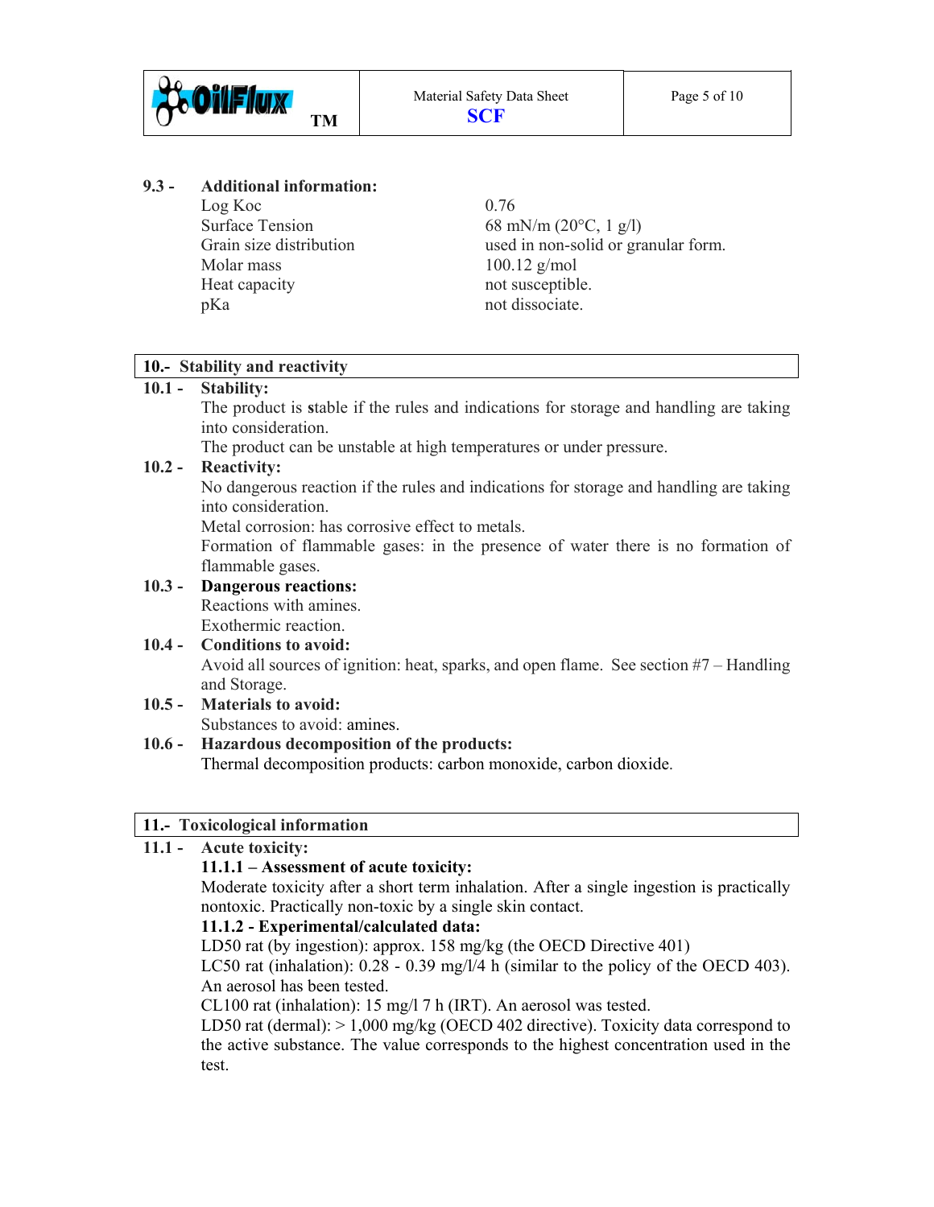**9.3 - Additional information:**

| | |
|---|---|
| Log Koc | 0.76 |
| Surface Tension | 68 mN/m (20°C, 1 g/l) |
| Grain size distribution | used in non-solid or granular form. |
| Molar mass | 100.12 g/mol |
| Heat capacity | not susceptible. |
| pKa | not dissociate. |

## 10.- Stability and reactivity

**10.1 - Stability:**

The product is **s**table if the rules and indications for storage and handling are taking into consideration.

The product can be unstable at high temperatures or under pressure.

**10.2 - Reactivity:**

No dangerous reaction if the rules and indications for storage and handling are taking into consideration.

Metal corrosion: has corrosive effect to metals.

Formation of flammable gases: in the presence of water there is no formation of flammable gases.

**10.3 - Dangerous reactions:**

Reactions with amines.

Exothermic reaction.

**10.4 - Conditions to avoid:**

Avoid all sources of ignition: heat, sparks, and open flame. See section #7 – Handling and Storage.

**10.5 - Materials to avoid:**

Substances to avoid: amines.

**10.6 - Hazardous decomposition of the products:**

Thermal decomposition products: carbon monoxide, carbon dioxide.

## 11.- Toxicological information

**11.1 - Acute toxicity:**

**11.1.1 – Assessment of acute toxicity:**

Moderate toxicity after a short term inhalation. After a single ingestion is practically nontoxic. Practically non-toxic by a single skin contact.

**11.1.2 - Experimental/calculated data:**

LD50 rat (by ingestion): approx. 158 mg/kg (the OECD Directive 401)

LC50 rat (inhalation): 0.28 - 0.39 mg/l/4 h (similar to the policy of the OECD 403). An aerosol has been tested.

CL100 rat (inhalation): 15 mg/l 7 h (IRT). An aerosol was tested.

LD50 rat (dermal): > 1,000 mg/kg (OECD 402 directive). Toxicity data correspond to the active substance. The value corresponds to the highest concentration used in the test.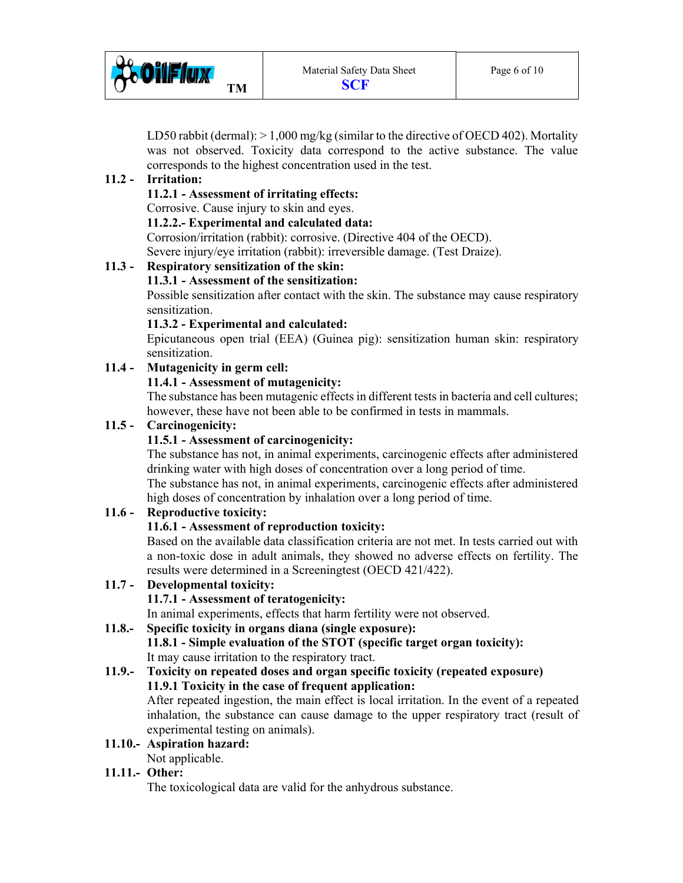LD50 rabbit (dermal): > 1,000 mg/kg (similar to the directive of OECD 402). Mortality was not observed. Toxicity data correspond to the active substance. The value corresponds to the highest concentration used in the test.

**11.2 - Irritation:**

**11.2.1 - Assessment of irritating effects:**

Corrosive. Cause injury to skin and eyes.

**11.2.2.- Experimental and calculated data:**

Corrosion/irritation (rabbit): corrosive. (Directive 404 of the OECD).
Severe injury/eye irritation (rabbit): irreversible damage. (Test Draize).

**11.3 - Respiratory sensitization of the skin:**

**11.3.1 - Assessment of the sensitization:**

Possible sensitization after contact with the skin. The substance may cause respiratory sensitization.

**11.3.2 - Experimental and calculated:**

Epicutaneous open trial (EEA) (Guinea pig): sensitization human skin: respiratory sensitization.

**11.4 - Mutagenicity in germ cell:**

**11.4.1 - Assessment of mutagenicity:**

The substance has been mutagenic effects in different tests in bacteria and cell cultures; however, these have not been able to be confirmed in tests in mammals.

**11.5 - Carcinogenicity:**

**11.5.1 - Assessment of carcinogenicity:**

The substance has not, in animal experiments, carcinogenic effects after administered drinking water with high doses of concentration over a long period of time.
The substance has not, in animal experiments, carcinogenic effects after administered high doses of concentration by inhalation over a long period of time.

**11.6 - Reproductive toxicity:**

**11.6.1 - Assessment of reproduction toxicity:**

Based on the available data classification criteria are not met. In tests carried out with a non-toxic dose in adult animals, they showed no adverse effects on fertility. The results were determined in a Screeningtest (OECD 421/422).

**11.7 - Developmental toxicity:**

**11.7.1 - Assessment of teratogenicity:**

In animal experiments, effects that harm fertility were not observed.

**11.8.- Specific toxicity in organs diana (single exposure):**

**11.8.1 - Simple evaluation of the STOT (specific target organ toxicity):**

It may cause irritation to the respiratory tract.

**11.9.- Toxicity on repeated doses and organ specific toxicity (repeated exposure)**

**11.9.1 Toxicity in the case of frequent application:**

After repeated ingestion, the main effect is local irritation. In the event of a repeated inhalation, the substance can cause damage to the upper respiratory tract (result of experimental testing on animals).

**11.10.- Aspiration hazard:**

Not applicable.

**11.11.- Other:**

The toxicological data are valid for the anhydrous substance.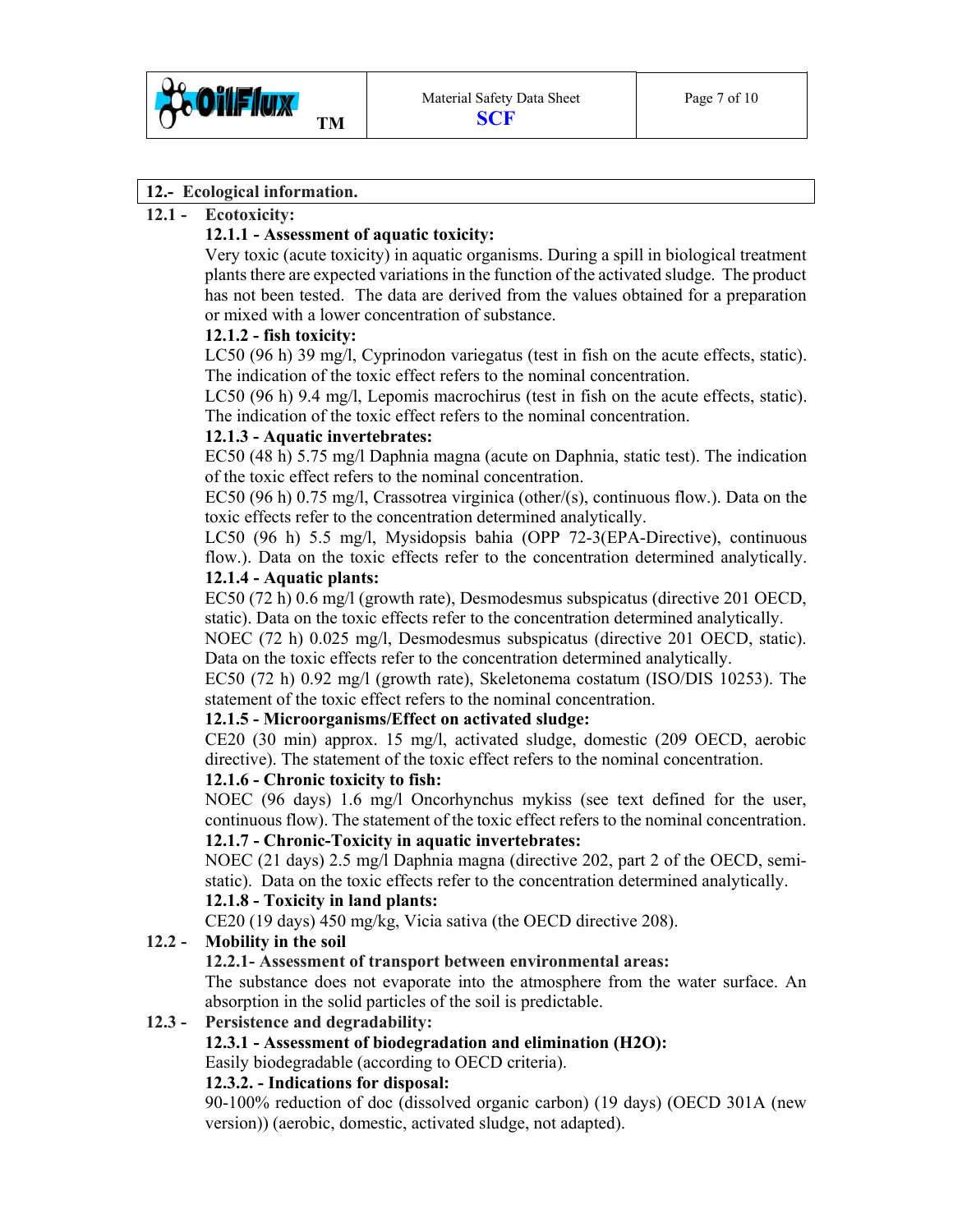## 12.- Ecological information.

### 12.1 - Ecotoxicity:

**12.1.1 - Assessment of aquatic toxicity:**

Very toxic (acute toxicity) in aquatic organisms. During a spill in biological treatment plants there are expected variations in the function of the activated sludge. The product has not been tested. The data are derived from the values obtained for a preparation or mixed with a lower concentration of substance.

**12.1.2 - fish toxicity:**

LC50 (96 h) 39 mg/l, Cyprinodon variegatus (test in fish on the acute effects, static). The indication of the toxic effect refers to the nominal concentration.

LC50 (96 h) 9.4 mg/l, Lepomis macrochirus (test in fish on the acute effects, static). The indication of the toxic effect refers to the nominal concentration.

**12.1.3 - Aquatic invertebrates:**

EC50 (48 h) 5.75 mg/l Daphnia magna (acute on Daphnia, static test). The indication of the toxic effect refers to the nominal concentration.

EC50 (96 h) 0.75 mg/l, Crassotrea virginica (other/(s), continuous flow.). Data on the toxic effects refer to the concentration determined analytically.

LC50 (96 h) 5.5 mg/l, Mysidopsis bahia (OPP 72-3(EPA-Directive), continuous flow.). Data on the toxic effects refer to the concentration determined analytically.

**12.1.4 - Aquatic plants:**

EC50 (72 h) 0.6 mg/l (growth rate), Desmodesmus subspicatus (directive 201 OECD, static). Data on the toxic effects refer to the concentration determined analytically.

NOEC (72 h) 0.025 mg/l, Desmodesmus subspicatus (directive 201 OECD, static). Data on the toxic effects refer to the concentration determined analytically.

EC50 (72 h) 0.92 mg/l (growth rate), Skeletonema costatum (ISO/DIS 10253). The statement of the toxic effect refers to the nominal concentration.

**12.1.5 - Microorganisms/Effect on activated sludge:**

CE20 (30 min) approx. 15 mg/l, activated sludge, domestic (209 OECD, aerobic directive). The statement of the toxic effect refers to the nominal concentration.

**12.1.6 - Chronic toxicity to fish:**

NOEC (96 days) 1.6 mg/l Oncorhynchus mykiss (see text defined for the user, continuous flow). The statement of the toxic effect refers to the nominal concentration.

**12.1.7 - Chronic-Toxicity in aquatic invertebrates:**

NOEC (21 days) 2.5 mg/l Daphnia magna (directive 202, part 2 of the OECD, semi-static). Data on the toxic effects refer to the concentration determined analytically.

**12.1.8 - Toxicity in land plants:**

CE20 (19 days) 450 mg/kg, Vicia sativa (the OECD directive 208).

### 12.2 - Mobility in the soil

**12.2.1- Assessment of transport between environmental areas:**

The substance does not evaporate into the atmosphere from the water surface. An absorption in the solid particles of the soil is predictable.

### 12.3 - Persistence and degradability:

**12.3.1 - Assessment of biodegradation and elimination ($H_2O$):**

Easily biodegradable (according to OECD criteria).

**12.3.2. - Indications for disposal:**

90-100% reduction of doc (dissolved organic carbon) (19 days) (OECD 301A (new version)) (aerobic, domestic, activated sludge, not adapted).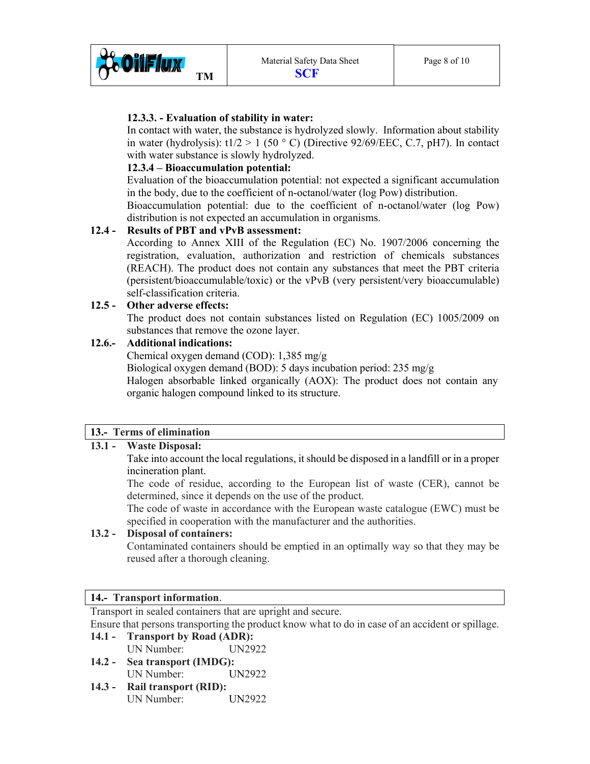#### 12.3.3. - Evaluation of stability in water:

In contact with water, the substance is hydrolyzed slowly. Information about stability in water (hydrolysis): $t_{1/2} > 1$ (50 ° C) (Directive 92/69/EEC, C.7, pH7). In contact with water substance is slowly hydrolyzed.

#### 12.3.4 – Bioaccumulation potential:

Evaluation of the bioaccumulation potential: not expected a significant accumulation in the body, due to the coefficient of n-octanol/water (log Pow) distribution.

Bioaccumulation potential: due to the coefficient of n-octanol/water (log Pow) distribution is not expected an accumulation in organisms.

### 12.4 - Results of PBT and vPvB assessment:

According to Annex XIII of the Regulation (EC) No. 1907/2006 concerning the registration, evaluation, authorization and restriction of chemicals substances (REACH). The product does not contain any substances that meet the PBT criteria (persistent/bioaccumulable/toxic) or the vPvB (very persistent/very bioaccumulable) self-classification criteria.

### 12.5 - Other adverse effects:

The product does not contain substances listed on Regulation (EC) 1005/2009 on substances that remove the ozone layer.

### 12.6.- Additional indications:

Chemical oxygen demand (COD): 1,385 mg/g

Biological oxygen demand (BOD): 5 days incubation period: 235 mg/g

Halogen absorbable linked organically (AOX): The product does not contain any organic halogen compound linked to its structure.

## 13.- Terms of elimination

### 13.1 - Waste Disposal:

Take into account the local regulations, it should be disposed in a landfill or in a proper incineration plant.

The code of residue, according to the European list of waste (CER), cannot be determined, since it depends on the use of the product.

The code of waste in accordance with the European waste catalogue (EWC) must be specified in cooperation with the manufacturer and the authorities.

### 13.2 - Disposal of containers:

Contaminated containers should be emptied in an optimally way so that they may be reused after a thorough cleaning.

## 14.- Transport information.

Transport in sealed containers that are upright and secure.

Ensure that persons transporting the product know what to do in case of an accident or spillage.

### 14.1 - Transport by Road (ADR):

UN Number: UN2922

### 14.2 - Sea transport (IMDG):

UN Number: UN2922

### 14.3 - Rail transport (RID):

UN Number: UN2922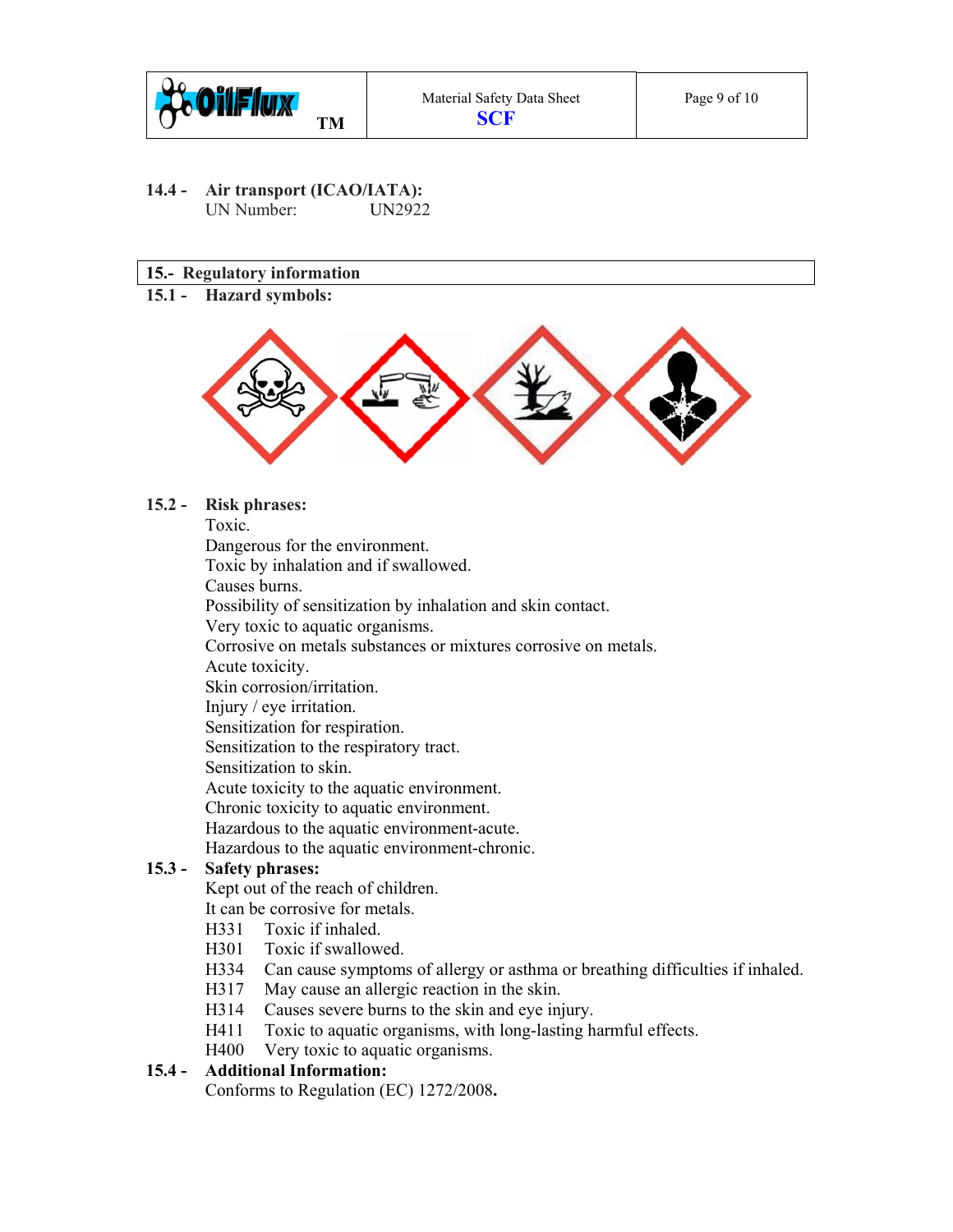**14.4 - Air transport (ICAO/IATA):**
UN Number: UN2922

## 15.- Regulatory information

**15.1 - Hazard symbols:**

**15.2 - Risk phrases:**

Toxic.
Dangerous for the environment.
Toxic by inhalation and if swallowed.
Causes burns.
Possibility of sensitization by inhalation and skin contact.
Very toxic to aquatic organisms.
Corrosive on metals substances or mixtures corrosive on metals.
Acute toxicity.
Skin corrosion/irritation.
Injury / eye irritation.
Sensitization for respiration.
Sensitization to the respiratory tract.
Sensitization to skin.
Acute toxicity to the aquatic environment.
Chronic toxicity to aquatic environment.
Hazardous to the aquatic environment-acute.
Hazardous to the aquatic environment-chronic.

**15.3 - Safety phrases:**

Kept out of the reach of children.
It can be corrosive for metals.
H331 Toxic if inhaled.
H301 Toxic if swallowed.
H334 Can cause symptoms of allergy or asthma or breathing difficulties if inhaled.
H317 May cause an allergic reaction in the skin.
H314 Causes severe burns to the skin and eye injury.
H411 Toxic to aquatic organisms, with long-lasting harmful effects.
H400 Very toxic to aquatic organisms.

**15.4 - Additional Information:**

Conforms to Regulation (EC) 1272/2008**.**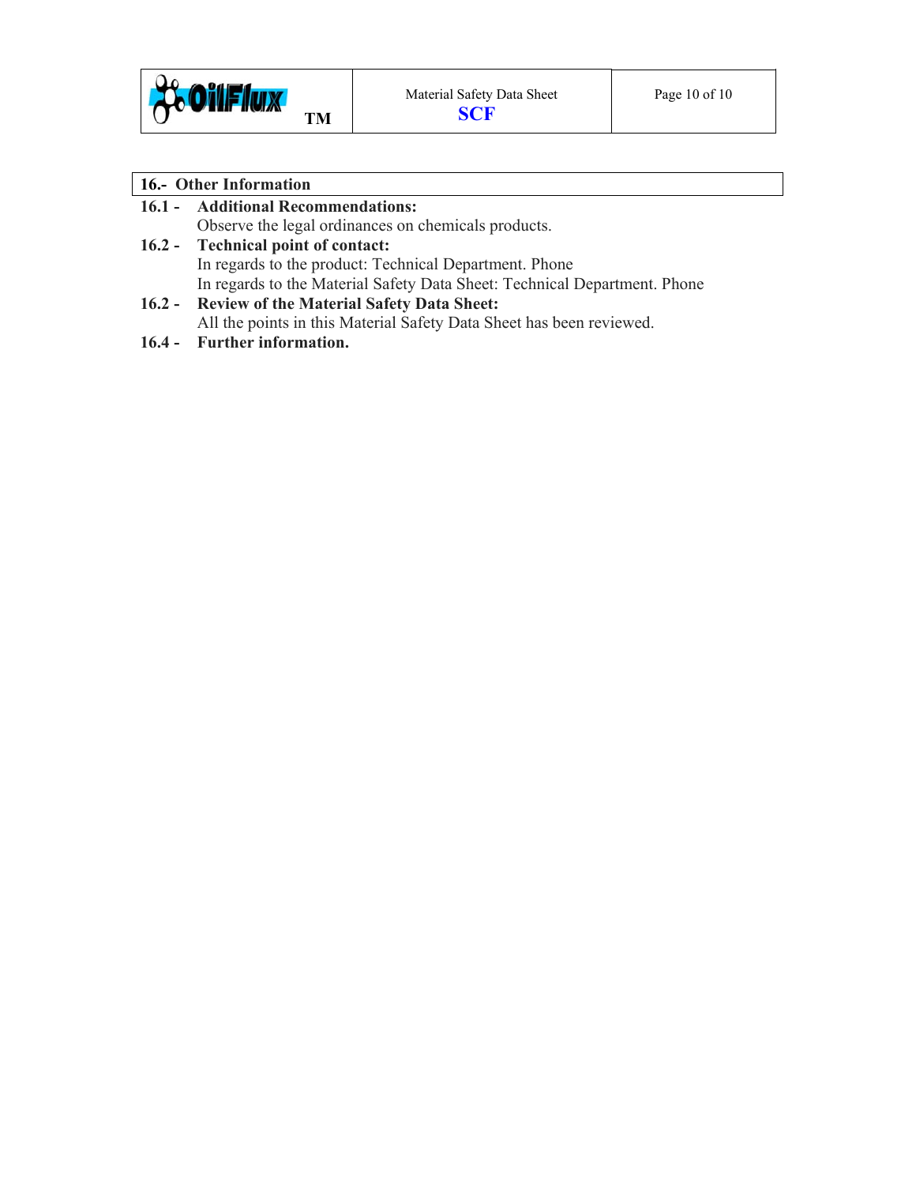## 16.- Other Information

**16.1 - Additional Recommendations:**
Observe the legal ordinances on chemicals products.

**16.2 - Technical point of contact:**
In regards to the product: Technical Department. Phone
In regards to the Material Safety Data Sheet: Technical Department. Phone

**16.2 - Review of the Material Safety Data Sheet:**
All the points in this Material Safety Data Sheet has been reviewed.

**16.4 - Further information.**